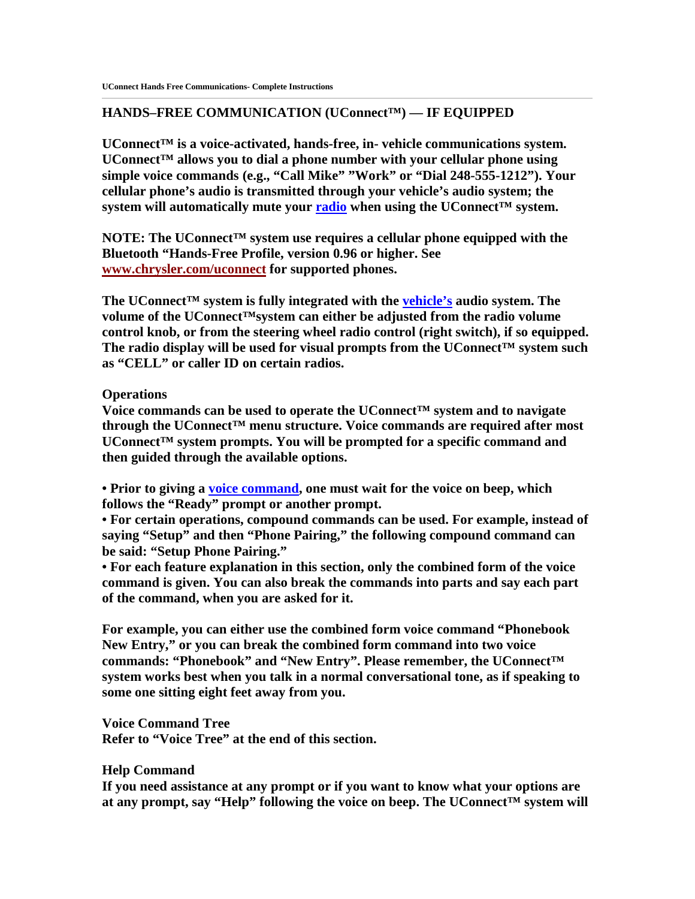## HANDS–FREE COMMUNICATION (UConnect™) — IF EQUIPPED

**UConnect™ is a voice-activated, hands-free, in- vehicle communications system. UConnect™ allows you to dial a phone number with your cellular phone using simple voice commands (e.g., "Call Mike" "Work" or "Dial 248-555-1212"). Your cellular phone's audio is transmitted through your vehicle's audio system; the system will automatically mute your radio when using the UConnect™ system.**

**NOTE: The UConnect™ system use requires a cellular phone equipped with the Bluetooth "Hands-Free Profile, version 0.96 or higher. See www.chrysler.com/uconnect for supported phones.**

**The UConnect™ system is fully integrated with the vehicle's audio system. The volume of the UConnect™system can either be adjusted from the radio volume control knob, or from the steering wheel radio control (right switch), if so equipped. The radio display will be used for visual prompts from the UConnect™ system such as "CELL" or caller ID on certain radios.**

### Operations

**Voice commands can be used to operate the UConnect™ system and to navigate through the UConnect™ menu structure. Voice commands are required after most UConnect™ system prompts. You will be prompted for a specific command and then guided through the available options.**

- **Prior to giving a voice command, one must wait for the voice on beep, which follows the "Ready" prompt or another prompt.**
- **For certain operations, compound commands can be used. For example, instead of saying "Setup" and then "Phone Pairing," the following compound command can be said: "Setup Phone Pairing."**
- **For each feature explanation in this section, only the combined form of the voice command is given. You can also break the commands into parts and say each part of the command, when you are asked for it.**

**For example, you can either use the combined form voice command "Phonebook New Entry," or you can break the combined form command into two voice commands: "Phonebook" and "New Entry". Please remember, the UConnect™ system works best when you talk in a normal conversational tone, as if speaking to some one sitting eight feet away from you.**

### Voice Command Tree

**Refer to "Voice Tree" at the end of this section.**

### Help Command

**If you need assistance at any prompt or if you want to know what your options are at any prompt, say "Help" following the voice on beep. The UConnect™ system will**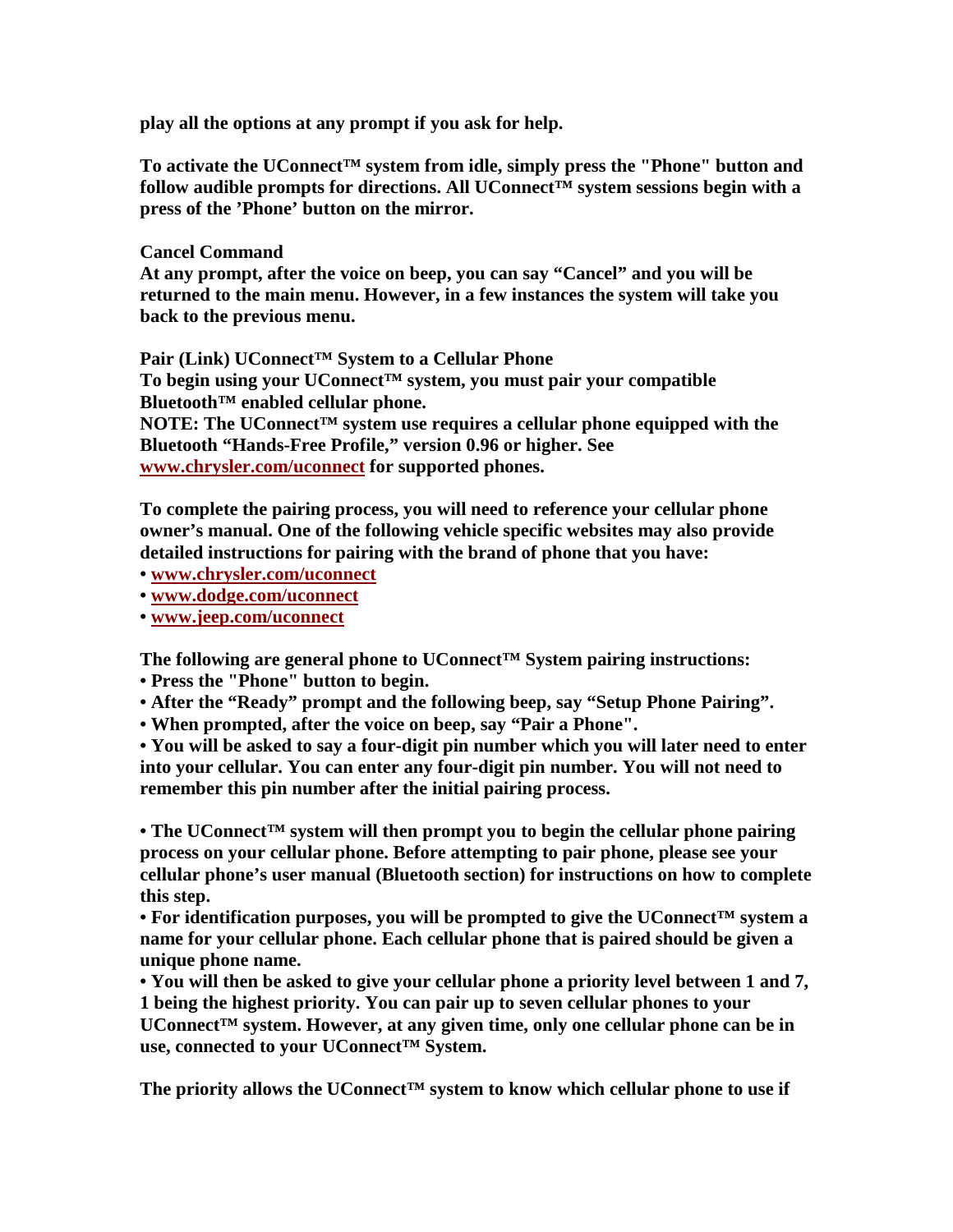**play all the options at any prompt if you ask for help.**

**To activate the UConnect™ system from idle, simply press the "Phone" button and follow audible prompts for directions. All UConnect™ system sessions begin with a press of the 'Phone' button on the mirror.**

**Cancel Command**
**At any prompt, after the voice on beep, you can say "Cancel" and you will be returned to the main menu. However, in a few instances the system will take you back to the previous menu.**

**Pair (Link) UConnect™ System to a Cellular Phone**
**To begin using your UConnect™ system, you must pair your compatible Bluetooth™ enabled cellular phone.**
**NOTE: The UConnect™ system use requires a cellular phone equipped with the Bluetooth "Hands-Free Profile," version 0.96 or higher. See [www.chrysler.com/uconnect](www.chrysler.com/uconnect) for supported phones.**

**To complete the pairing process, you will need to reference your cellular phone owner's manual. One of the following vehicle specific websites may also provide detailed instructions for pairing with the brand of phone that you have:**

- **[www.chrysler.com/uconnect](www.chrysler.com/uconnect)**
- **[www.dodge.com/uconnect](www.dodge.com/uconnect)**
- **[www.jeep.com/uconnect](www.jeep.com/uconnect)**

**The following are general phone to UConnect™ System pairing instructions:**

- **Press the "Phone" button to begin.**
- **After the "Ready" prompt and the following beep, say "Setup Phone Pairing".**
- **When prompted, after the voice on beep, say "Pair a Phone".**
- **You will be asked to say a four-digit pin number which you will later need to enter into your cellular. You can enter any four-digit pin number. You will not need to remember this pin number after the initial pairing process.**

- **The UConnect™ system will then prompt you to begin the cellular phone pairing process on your cellular phone. Before attempting to pair phone, please see your cellular phone's user manual (Bluetooth section) for instructions on how to complete this step.**
- **For identification purposes, you will be prompted to give the UConnect™ system a name for your cellular phone. Each cellular phone that is paired should be given a unique phone name.**
- **You will then be asked to give your cellular phone a priority level between 1 and 7, 1 being the highest priority. You can pair up to seven cellular phones to your UConnect™ system. However, at any given time, only one cellular phone can be in use, connected to your UConnect™ System.**

**The priority allows the UConnect™ system to know which cellular phone to use if**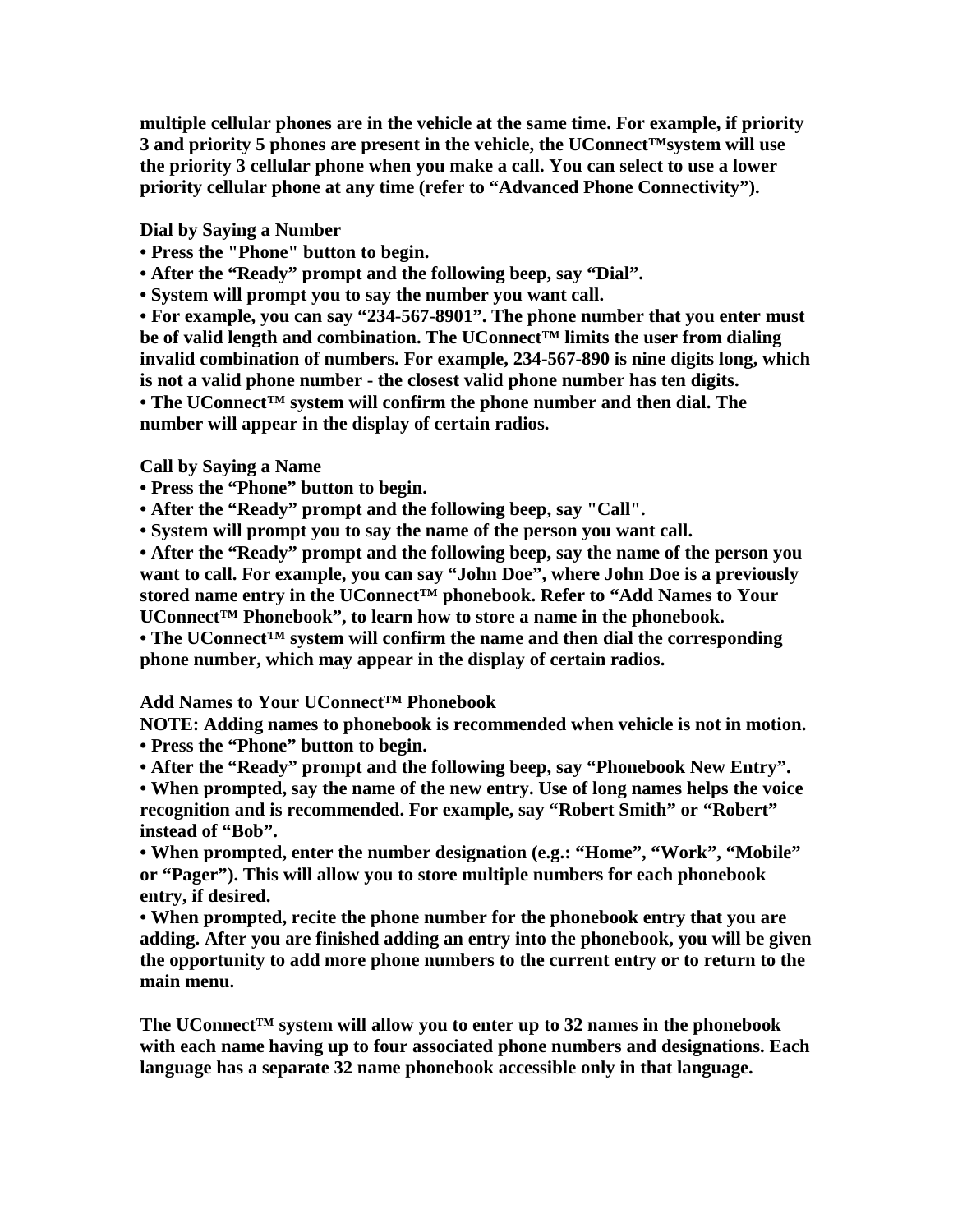**multiple cellular phones are in the vehicle at the same time. For example, if priority 3 and priority 5 phones are present in the vehicle, the UConnect™system will use the priority 3 cellular phone when you make a call. You can select to use a lower priority cellular phone at any time (refer to "Advanced Phone Connectivity").**

**Dial by Saying a Number**

- **Press the "Phone" button to begin.**
- **After the "Ready" prompt and the following beep, say "Dial".**
- **System will prompt you to say the number you want call.**
- **For example, you can say "234-567-8901". The phone number that you enter must be of valid length and combination. The UConnect™ limits the user from dialing invalid combination of numbers. For example, 234-567-890 is nine digits long, which is not a valid phone number - the closest valid phone number has ten digits.**
- **The UConnect™ system will confirm the phone number and then dial. The number will appear in the display of certain radios.**

**Call by Saying a Name**

- **Press the "Phone" button to begin.**
- **After the "Ready" prompt and the following beep, say "Call".**
- **System will prompt you to say the name of the person you want call.**
- **After the "Ready" prompt and the following beep, say the name of the person you want to call. For example, you can say "John Doe", where John Doe is a previously stored name entry in the UConnect™ phonebook. Refer to "Add Names to Your UConnect™ Phonebook", to learn how to store a name in the phonebook.**
- **The UConnect™ system will confirm the name and then dial the corresponding phone number, which may appear in the display of certain radios.**

**Add Names to Your UConnect™ Phonebook**

**NOTE: Adding names to phonebook is recommended when vehicle is not in motion.**

- **Press the "Phone" button to begin.**
- **After the "Ready" prompt and the following beep, say "Phonebook New Entry".**
- **When prompted, say the name of the new entry. Use of long names helps the voice recognition and is recommended. For example, say "Robert Smith" or "Robert" instead of "Bob".**
- **When prompted, enter the number designation (e.g.: "Home", "Work", "Mobile" or "Pager"). This will allow you to store multiple numbers for each phonebook entry, if desired.**
- **When prompted, recite the phone number for the phonebook entry that you are adding. After you are finished adding an entry into the phonebook, you will be given the opportunity to add more phone numbers to the current entry or to return to the main menu.**

**The UConnect™ system will allow you to enter up to 32 names in the phonebook with each name having up to four associated phone numbers and designations. Each language has a separate 32 name phonebook accessible only in that language.**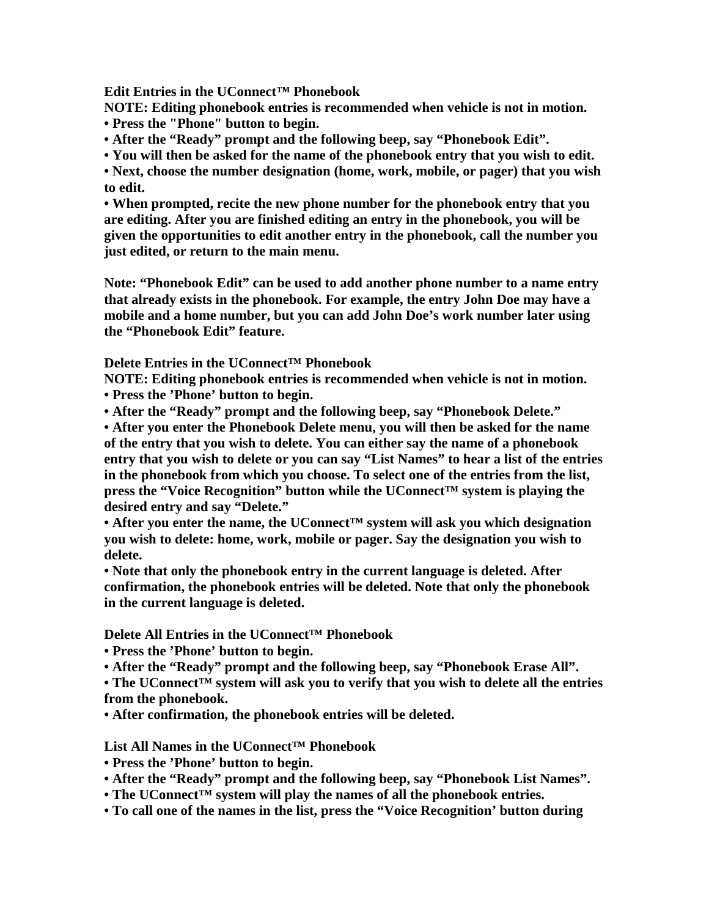**Edit Entries in the UConnect™ Phonebook**

**NOTE: Editing phonebook entries is recommended when vehicle is not in motion.**

- **Press the "Phone" button to begin.**
- **After the “Ready” prompt and the following beep, say “Phonebook Edit”.**
- **You will then be asked for the name of the phonebook entry that you wish to edit.**
- **Next, choose the number designation (home, work, mobile, or pager) that you wish to edit.**
- **When prompted, recite the new phone number for the phonebook entry that you are editing. After you are finished editing an entry in the phonebook, you will be given the opportunities to edit another entry in the phonebook, call the number you just edited, or return to the main menu.**

**Note: “Phonebook Edit” can be used to add another phone number to a name entry that already exists in the phonebook. For example, the entry John Doe may have a mobile and a home number, but you can add John Doe’s work number later using the “Phonebook Edit” feature.**

**Delete Entries in the UConnect™ Phonebook**

**NOTE: Editing phonebook entries is recommended when vehicle is not in motion.**

- **Press the ’Phone’ button to begin.**
- **After the “Ready” prompt and the following beep, say “Phonebook Delete.”**
- **After you enter the Phonebook Delete menu, you will then be asked for the name of the entry that you wish to delete. You can either say the name of a phonebook entry that you wish to delete or you can say “List Names” to hear a list of the entries in the phonebook from which you choose. To select one of the entries from the list, press the “Voice Recognition” button while the UConnect™ system is playing the desired entry and say “Delete.”**
- **After you enter the name, the UConnect™ system will ask you which designation you wish to delete: home, work, mobile or pager. Say the designation you wish to delete.**
- **Note that only the phonebook entry in the current language is deleted. After confirmation, the phonebook entries will be deleted. Note that only the phonebook in the current language is deleted.**

**Delete All Entries in the UConnect™ Phonebook**

- **Press the ’Phone’ button to begin.**
- **After the “Ready” prompt and the following beep, say “Phonebook Erase All”.**
- **The UConnect™ system will ask you to verify that you wish to delete all the entries from the phonebook.**
- **After confirmation, the phonebook entries will be deleted.**

**List All Names in the UConnect™ Phonebook**

- **Press the ’Phone’ button to begin.**
- **After the “Ready” prompt and the following beep, say “Phonebook List Names”.**
- **The UConnect™ system will play the names of all the phonebook entries.**
- **To call one of the names in the list, press the “Voice Recognition’ button during**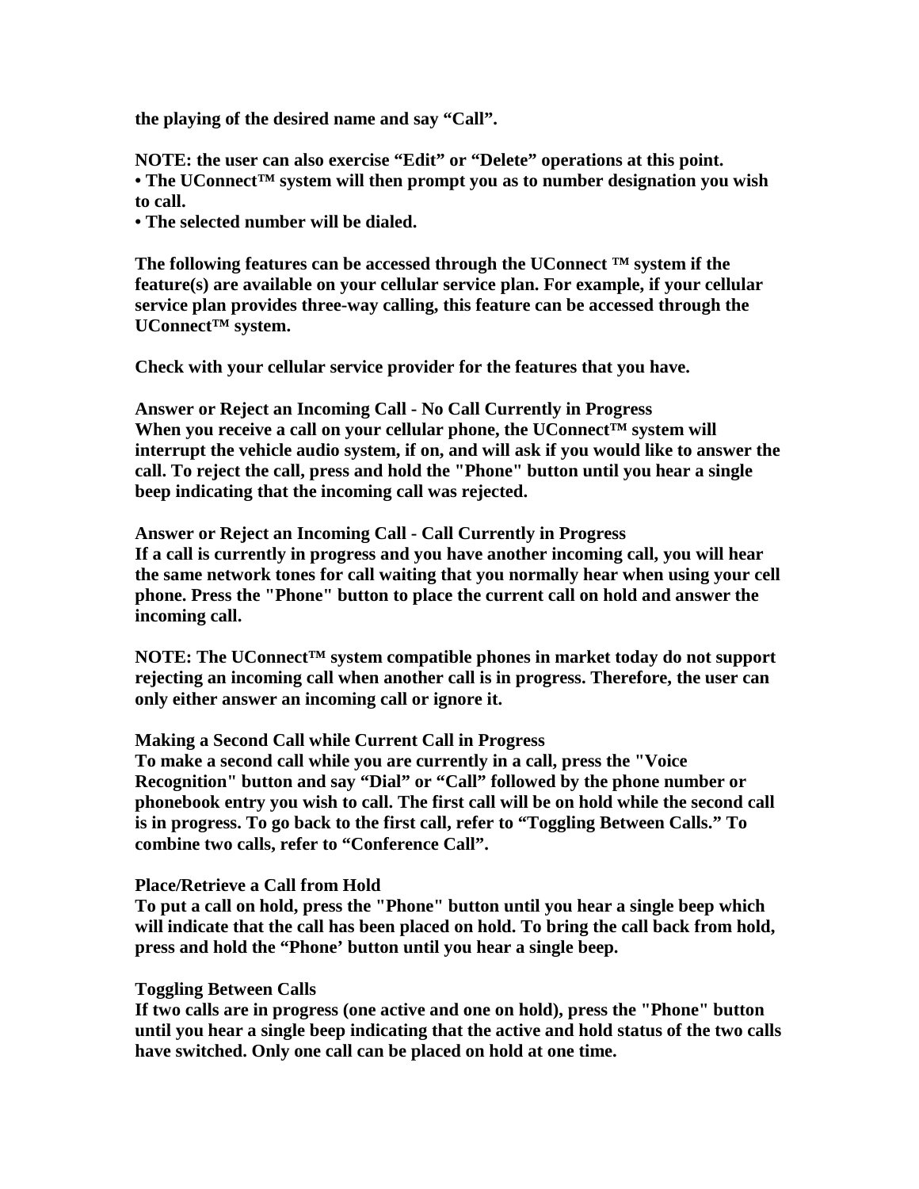**the playing of the desired name and say “Call”.**

**NOTE: the user can also exercise “Edit” or “Delete” operations at this point.**

- **The UConnect™ system will then prompt you as to number designation you wish to call.**
- **The selected number will be dialed.**

**The following features can be accessed through the UConnect ™ system if the feature(s) are available on your cellular service plan. For example, if your cellular service plan provides three-way calling, this feature can be accessed through the UConnect™ system.**

**Check with your cellular service provider for the features that you have.**

**Answer or Reject an Incoming Call - No Call Currently in Progress**
**When you receive a call on your cellular phone, the UConnect™ system will interrupt the vehicle audio system, if on, and will ask if you would like to answer the call. To reject the call, press and hold the "Phone" button until you hear a single beep indicating that the incoming call was rejected.**

**Answer or Reject an Incoming Call - Call Currently in Progress**
**If a call is currently in progress and you have another incoming call, you will hear the same network tones for call waiting that you normally hear when using your cell phone. Press the "Phone" button to place the current call on hold and answer the incoming call.**

**NOTE: The UConnect™ system compatible phones in market today do not support rejecting an incoming call when another call is in progress. Therefore, the user can only either answer an incoming call or ignore it.**

**Making a Second Call while Current Call in Progress**
**To make a second call while you are currently in a call, press the "Voice Recognition" button and say “Dial” or “Call” followed by the phone number or phonebook entry you wish to call. The first call will be on hold while the second call is in progress. To go back to the first call, refer to “Toggling Between Calls.” To combine two calls, refer to “Conference Call”.**

**Place/Retrieve a Call from Hold**
**To put a call on hold, press the "Phone" button until you hear a single beep which will indicate that the call has been placed on hold. To bring the call back from hold, press and hold the “Phone’ button until you hear a single beep.**

**Toggling Between Calls**
**If two calls are in progress (one active and one on hold), press the "Phone" button until you hear a single beep indicating that the active and hold status of the two calls have switched. Only one call can be placed on hold at one time.**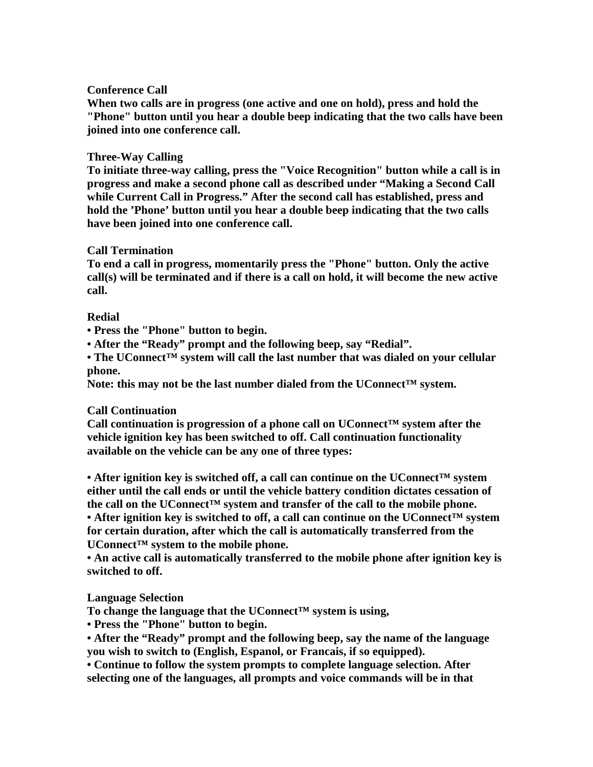**Conference Call**

**When two calls are in progress (one active and one on hold), press and hold the "Phone" button until you hear a double beep indicating that the two calls have been joined into one conference call.**

**Three-Way Calling**

**To initiate three-way calling, press the "Voice Recognition" button while a call is in progress and make a second phone call as described under "Making a Second Call while Current Call in Progress." After the second call has established, press and hold the 'Phone' button until you hear a double beep indicating that the two calls have been joined into one conference call.**

**Call Termination**

**To end a call in progress, momentarily press the "Phone" button. Only the active call(s) will be terminated and if there is a call on hold, it will become the new active call.**

**Redial**

- **Press the "Phone" button to begin.**
- **After the "Ready" prompt and the following beep, say "Redial".**
- **The UConnect™ system will call the last number that was dialed on your cellular phone.**

**Note: this may not be the last number dialed from the UConnect™ system.**

**Call Continuation**

**Call continuation is progression of a phone call on UConnect™ system after the vehicle ignition key has been switched to off. Call continuation functionality available on the vehicle can be any one of three types:**

- **After ignition key is switched off, a call can continue on the UConnect™ system either until the call ends or until the vehicle battery condition dictates cessation of the call on the UConnect™ system and transfer of the call to the mobile phone.**
- **After ignition key is switched to off, a call can continue on the UConnect™ system for certain duration, after which the call is automatically transferred from the UConnect™ system to the mobile phone.**
- **An active call is automatically transferred to the mobile phone after ignition key is switched to off.**

**Language Selection**

**To change the language that the UConnect™ system is using,**

- **Press the "Phone" button to begin.**
- **After the "Ready" prompt and the following beep, say the name of the language you wish to switch to (English, Espanol, or Francais, if so equipped).**
- **Continue to follow the system prompts to complete language selection. After selecting one of the languages, all prompts and voice commands will be in that**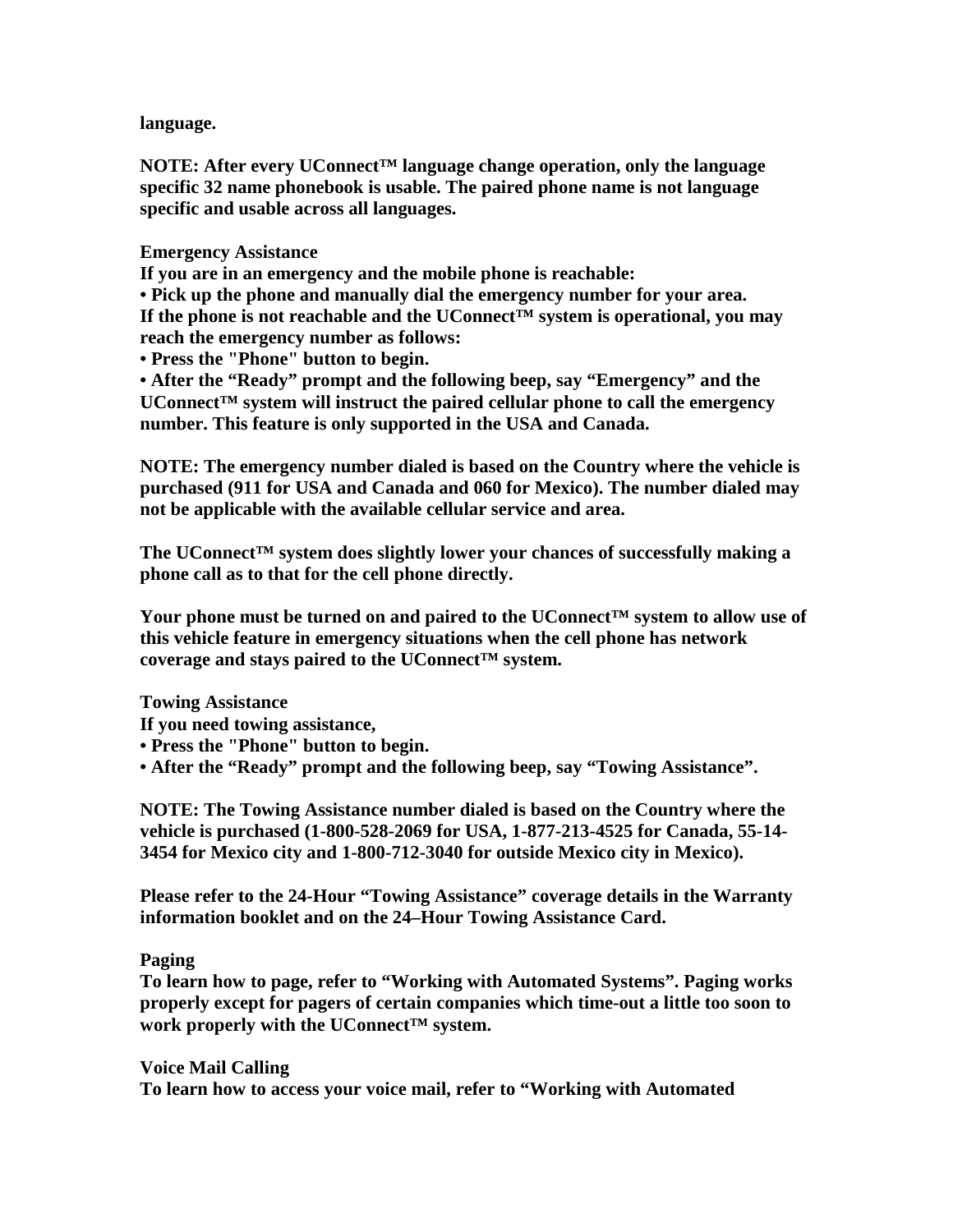language.

NOTE: After every UConnect™ language change operation, only the language specific 32 name phonebook is usable. The paired phone name is not language specific and usable across all languages.

### Emergency Assistance

If you are in an emergency and the mobile phone is reachable:

- Pick up the phone and manually dial the emergency number for your area.

If the phone is not reachable and the UConnect™ system is operational, you may reach the emergency number as follows:

- Press the "Phone" button to begin.
- After the “Ready” prompt and the following beep, say “Emergency” and the UConnect™ system will instruct the paired cellular phone to call the emergency number. This feature is only supported in the USA and Canada.

NOTE: The emergency number dialed is based on the Country where the vehicle is purchased (911 for USA and Canada and 060 for Mexico). The number dialed may not be applicable with the available cellular service and area.

The UConnect™ system does slightly lower your chances of successfully making a phone call as to that for the cell phone directly.

Your phone must be turned on and paired to the UConnect™ system to allow use of this vehicle feature in emergency situations when the cell phone has network coverage and stays paired to the UConnect™ system.

### Towing Assistance

If you need towing assistance,

- Press the "Phone" button to begin.
- After the “Ready” prompt and the following beep, say “Towing Assistance”.

NOTE: The Towing Assistance number dialed is based on the Country where the vehicle is purchased (1-800-528-2069 for USA, 1-877-213-4525 for Canada, 55-14-3454 for Mexico city and 1-800-712-3040 for outside Mexico city in Mexico).

Please refer to the 24-Hour “Towing Assistance” coverage details in the Warranty information booklet and on the 24–Hour Towing Assistance Card.

### Paging

To learn how to page, refer to “Working with Automated Systems”. Paging works properly except for pagers of certain companies which time-out a little too soon to work properly with the UConnect™ system.

### Voice Mail Calling

To learn how to access your voice mail, refer to “Working with Automated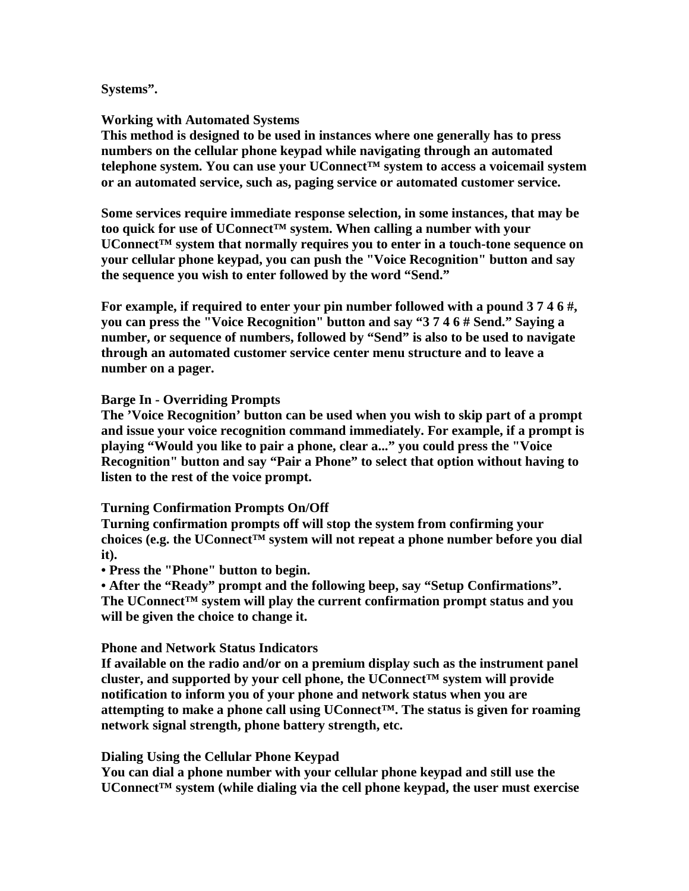**Systems".**

**Working with Automated Systems**
**This method is designed to be used in instances where one generally has to press numbers on the cellular phone keypad while navigating through an automated telephone system. You can use your UConnect™ system to access a voicemail system or an automated service, such as, paging service or automated customer service.**

**Some services require immediate response selection, in some instances, that may be too quick for use of UConnect™ system. When calling a number with your UConnect™ system that normally requires you to enter in a touch-tone sequence on your cellular phone keypad, you can push the "Voice Recognition" button and say the sequence you wish to enter followed by the word "Send."**

**For example, if required to enter your pin number followed with a pound 3 7 4 6 #, you can press the "Voice Recognition" button and say "3 7 4 6 # Send." Saying a number, or sequence of numbers, followed by "Send" is also to be used to navigate through an automated customer service center menu structure and to leave a number on a pager.**

**Barge In - Overriding Prompts**
**The 'Voice Recognition' button can be used when you wish to skip part of a prompt and issue your voice recognition command immediately. For example, if a prompt is playing "Would you like to pair a phone, clear a..." you could press the "Voice Recognition" button and say "Pair a Phone" to select that option without having to listen to the rest of the voice prompt.**

**Turning Confirmation Prompts On/Off**
**Turning confirmation prompts off will stop the system from confirming your choices (e.g. the UConnect™ system will not repeat a phone number before you dial it).**
- **Press the "Phone" button to begin.**
- **After the "Ready" prompt and the following beep, say "Setup Confirmations". The UConnect™ system will play the current confirmation prompt status and you will be given the choice to change it.**

**Phone and Network Status Indicators**
**If available on the radio and/or on a premium display such as the instrument panel cluster, and supported by your cell phone, the UConnect™ system will provide notification to inform you of your phone and network status when you are attempting to make a phone call using UConnect™. The status is given for roaming network signal strength, phone battery strength, etc.**

**Dialing Using the Cellular Phone Keypad**
**You can dial a phone number with your cellular phone keypad and still use the UConnect™ system (while dialing via the cell phone keypad, the user must exercise**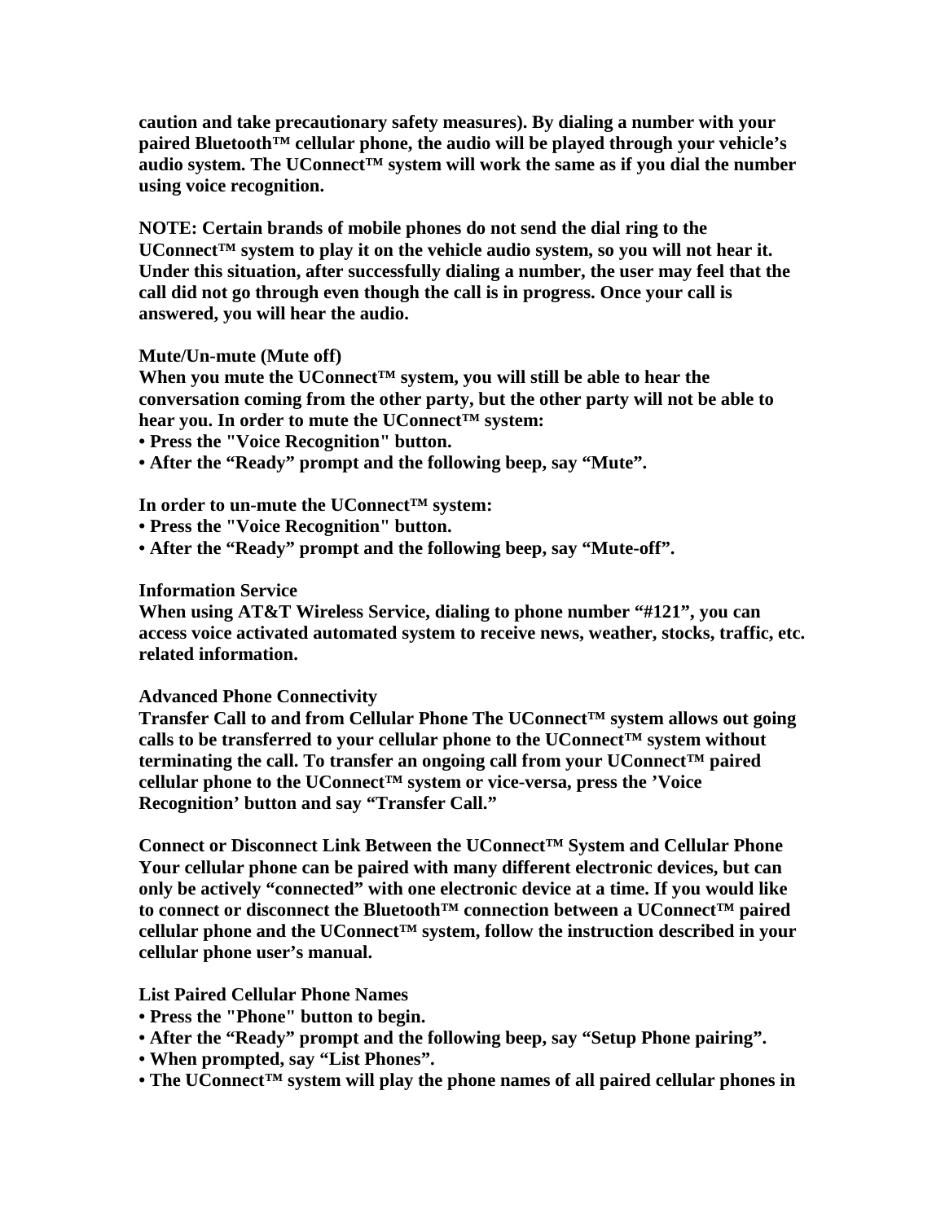**caution and take precautionary safety measures). By dialing a number with your paired Bluetooth™ cellular phone, the audio will be played through your vehicle's audio system. The UConnect™ system will work the same as if you dial the number using voice recognition.**

**NOTE: Certain brands of mobile phones do not send the dial ring to the UConnect™ system to play it on the vehicle audio system, so you will not hear it. Under this situation, after successfully dialing a number, the user may feel that the call did not go through even though the call is in progress. Once your call is answered, you will hear the audio.**

**Mute/Un-mute (Mute off)**

**When you mute the UConnect™ system, you will still be able to hear the conversation coming from the other party, but the other party will not be able to hear you. In order to mute the UConnect™ system:**

- **Press the "Voice Recognition" button.**
- **After the "Ready" prompt and the following beep, say "Mute".**

**In order to un-mute the UConnect™ system:**

- **Press the "Voice Recognition" button.**
- **After the "Ready" prompt and the following beep, say "Mute-off".**

**Information Service**

**When using AT&T Wireless Service, dialing to phone number "#121", you can access voice activated automated system to receive news, weather, stocks, traffic, etc. related information.**

**Advanced Phone Connectivity**

**Transfer Call to and from Cellular Phone The UConnect™ system allows out going calls to be transferred to your cellular phone to the UConnect™ system without terminating the call. To transfer an ongoing call from your UConnect™ paired cellular phone to the UConnect™ system or vice-versa, press the 'Voice Recognition' button and say "Transfer Call."**

**Connect or Disconnect Link Between the UConnect™ System and Cellular Phone**

**Your cellular phone can be paired with many different electronic devices, but can only be actively "connected" with one electronic device at a time. If you would like to connect or disconnect the Bluetooth™ connection between a UConnect™ paired cellular phone and the UConnect™ system, follow the instruction described in your cellular phone user's manual.**

**List Paired Cellular Phone Names**

- **Press the "Phone" button to begin.**
- **After the "Ready" prompt and the following beep, say "Setup Phone pairing".**
- **When prompted, say "List Phones".**
- **The UConnect™ system will play the phone names of all paired cellular phones in**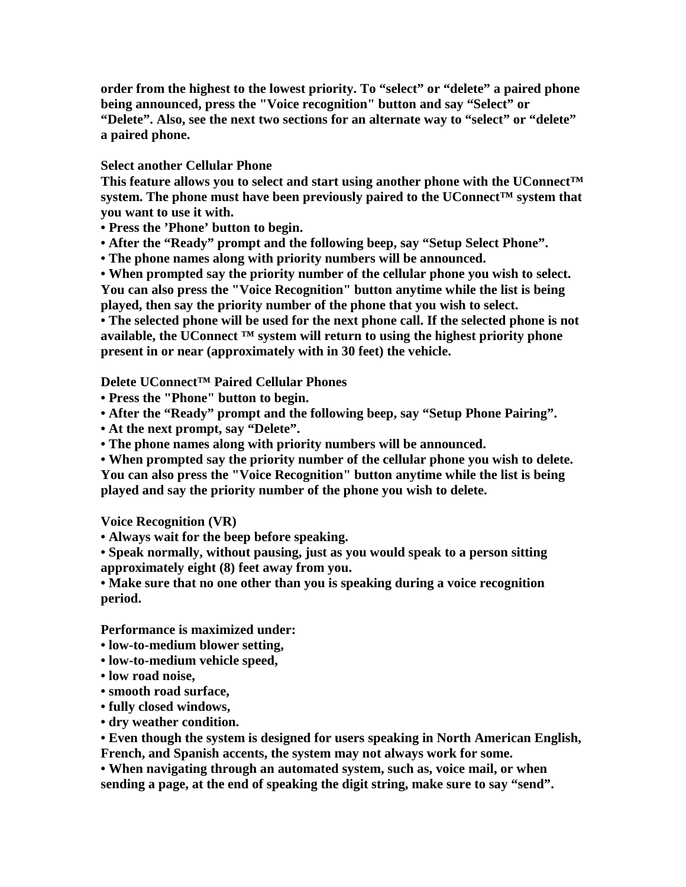**order from the highest to the lowest priority. To “select” or “delete” a paired phone being announced, press the "Voice recognition" button and say “Select” or “Delete”. Also, see the next two sections for an alternate way to “select” or “delete” a paired phone.**

### Select another Cellular Phone

**This feature allows you to select and start using another phone with the UConnect™ system. The phone must have been previously paired to the UConnect™ system that you want to use it with.**

- **Press the ’Phone’ button to begin.**
- **After the “Ready” prompt and the following beep, say “Setup Select Phone”.**
- **The phone names along with priority numbers will be announced.**
- **When prompted say the priority number of the cellular phone you wish to select. You can also press the "Voice Recognition" button anytime while the list is being played, then say the priority number of the phone that you wish to select.**
- **The selected phone will be used for the next phone call. If the selected phone is not available, the UConnect ™ system will return to using the highest priority phone present in or near (approximately with in 30 feet) the vehicle.**

### Delete UConnect™ Paired Cellular Phones

- **Press the "Phone" button to begin.**
- **After the “Ready” prompt and the following beep, say “Setup Phone Pairing”.**
- **At the next prompt, say “Delete”.**
- **The phone names along with priority numbers will be announced.**
- **When prompted say the priority number of the cellular phone you wish to delete. You can also press the "Voice Recognition" button anytime while the list is being played and say the priority number of the phone you wish to delete.**

### Voice Recognition (VR)

- **Always wait for the beep before speaking.**
- **Speak normally, without pausing, just as you would speak to a person sitting approximately eight (8) feet away from you.**
- **Make sure that no one other than you is speaking during a voice recognition period.**

**Performance is maximized under:**

- **low-to-medium blower setting,**
- **low-to-medium vehicle speed,**
- **low road noise,**
- **smooth road surface,**
- **fully closed windows,**
- **dry weather condition.**
- **Even though the system is designed for users speaking in North American English, French, and Spanish accents, the system may not always work for some.**
- **When navigating through an automated system, such as, voice mail, or when sending a page, at the end of speaking the digit string, make sure to say “send”.**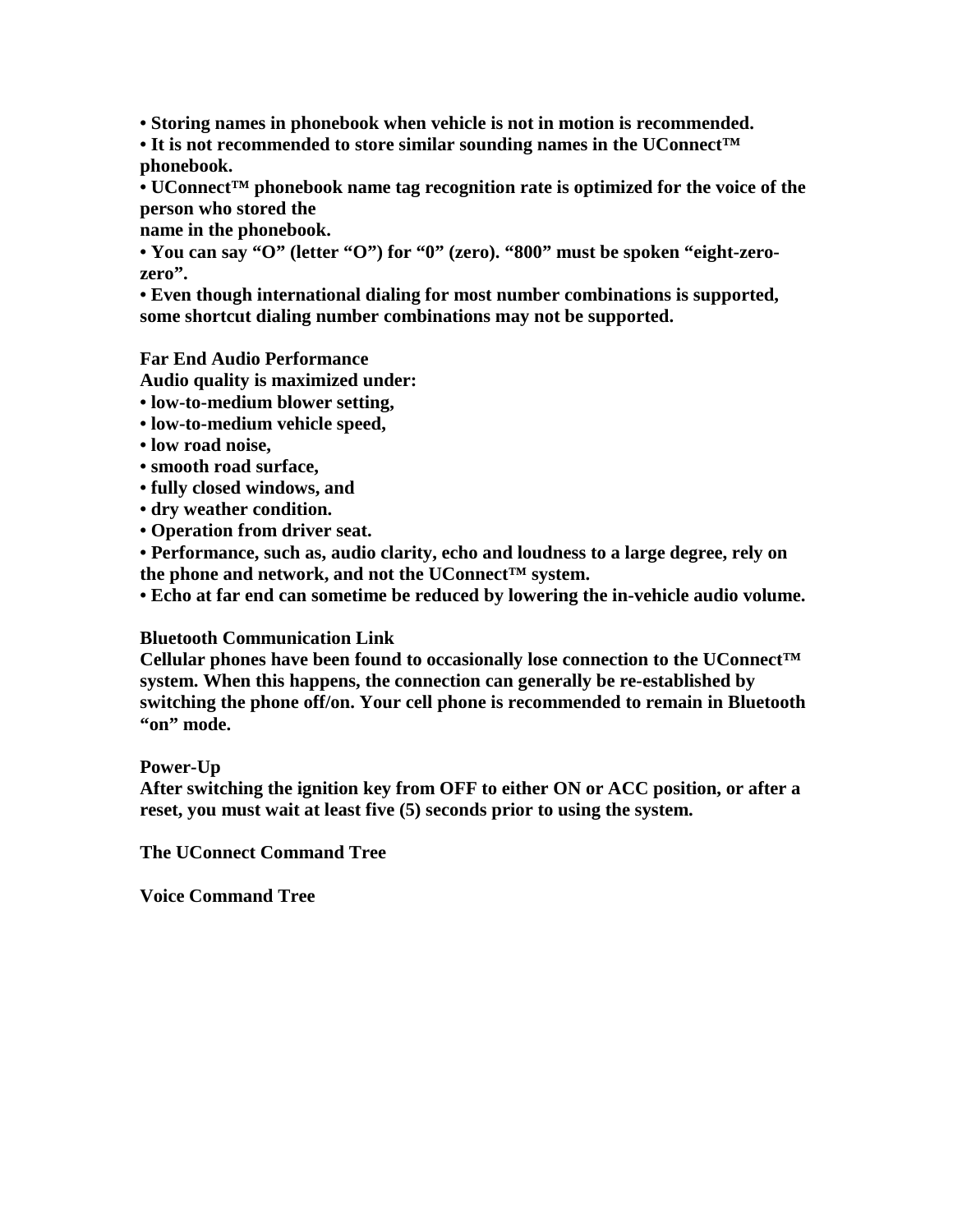**• Storing names in phonebook when vehicle is not in motion is recommended.**
**• It is not recommended to store similar sounding names in the UConnect™ phonebook.**
**• UConnect™ phonebook name tag recognition rate is optimized for the voice of the person who stored the name in the phonebook.**
**• You can say "O" (letter "O") for "0" (zero). "800" must be spoken "eight-zero-zero".**
**• Even though international dialing for most number combinations is supported, some shortcut dialing number combinations may not be supported.**

**Far End Audio Performance**
**Audio quality is maximized under:**
**• low-to-medium blower setting,**
**• low-to-medium vehicle speed,**
**• low road noise,**
**• smooth road surface,**
**• fully closed windows, and**
**• dry weather condition.**
**• Operation from driver seat.**
**• Performance, such as, audio clarity, echo and loudness to a large degree, rely on the phone and network, and not the UConnect™ system.**
**• Echo at far end can sometime be reduced by lowering the in-vehicle audio volume.**

**Bluetooth Communication Link**
**Cellular phones have been found to occasionally lose connection to the UConnect™ system. When this happens, the connection can generally be re-established by switching the phone off/on. Your cell phone is recommended to remain in Bluetooth "on" mode.**

**Power-Up**
**After switching the ignition key from OFF to either ON or ACC position, or after a reset, you must wait at least five (5) seconds prior to using the system.**

**The UConnect Command Tree**

**Voice Command Tree**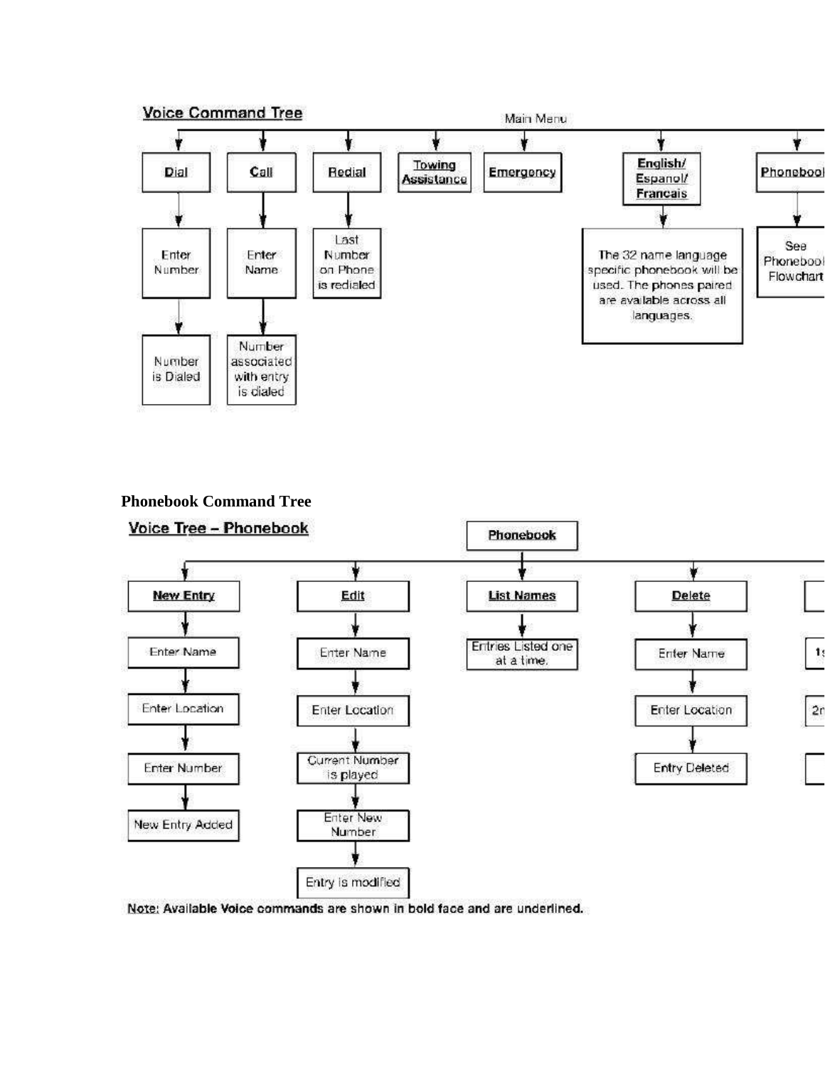**Voice Command Tree**

Main Menu

- **Dial** → Enter Number → Number is Dialed
- **Call** → Enter Name → Number associated with entry is dialed
- **Redial** → Last Number on Phone is redialed
- **Towing Assistance**
- **Emergency**
- **English/ Espanol/ Francais** → The 32 name language specific phonebook will be used. The phones paired are available across all languages.
- **Phoneboo[k]** → See Phoneboo[k] Flowchart

**Phonebook Command Tree**

**Voice Tree – Phonebook**

**Phonebook**

- **New Entry** → Enter Name → Enter Location → Enter Number → New Entry Added
- **Edit** → Enter Name → Enter Location → Current Number is played → Enter New Number → Entry is modified
- **List Names** → Entries Listed one at a time.
- **Delete** → Enter Name → Enter Location → Entry Deleted

Note: Available Voice commands are shown in bold face and are underlined.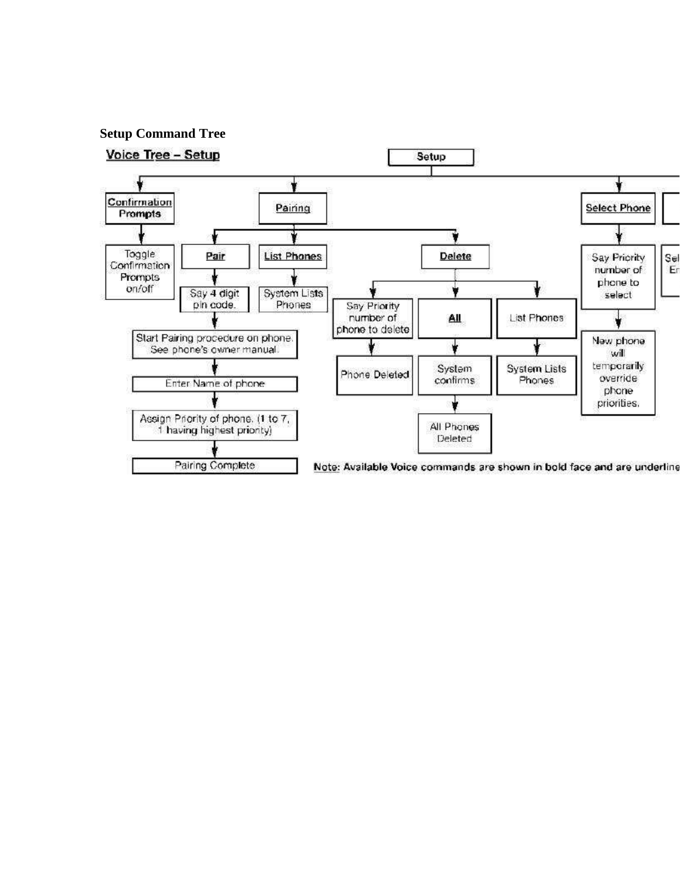**Setup Command Tree**

Voice Tree – Setup

Setup

Confirmation Prompts

Toggle Confirmation Prompts on/off

Pairing

Pair

Say 4 digit pin code.

Start Pairing procedure on phone. See phone's owner manual.

Enter Name of phone

Assign Priority of phone. (1 to 7, 1 having highest priority)

Pairing Complete

List Phones

System Lists Phones

Delete

Say Priority number of phone to delete

Phone Deleted

All

System confirms

All Phones Deleted

List Phones

System Lists Phones

Select Phone

Say Priority number of phone to select

New phone will temporarily override phone priorities.

Sel

En

Note: Available Voice commands are shown in bold face and are underline